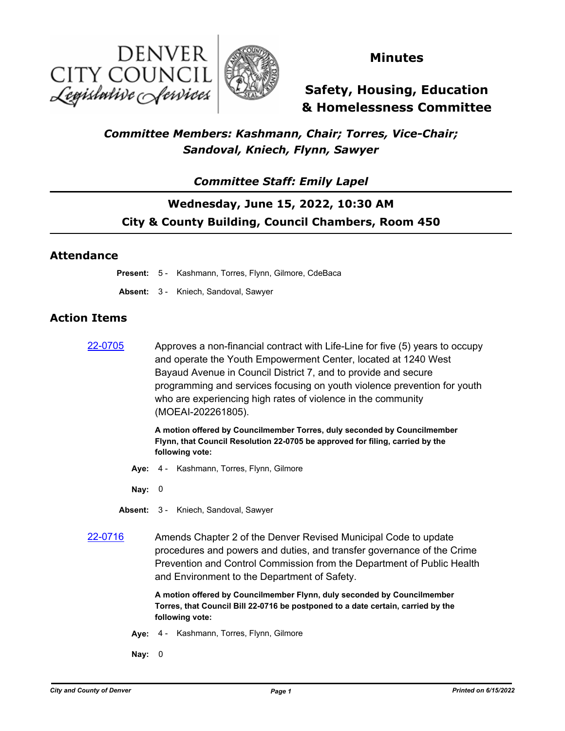# Minutes

## Safety, Housing, Education & Homelessness Committee

*Committee Members: Kashmann, Chair; Torres, Vice-Chair; Sandoval, Kniech, Flynn, Sawyer*

*Committee Staff: Emily Lapel*

**Wednesday, June 15, 2022, 10:30 AM**

**City & County Building, Council Chambers, Room 450**

## Attendance

**Present:** 5 - Kashmann, Torres, Flynn, Gilmore, CdeBaca

**Absent:** 3 - Kniech, Sandoval, Sawyer

## Action Items

**22-0705** Approves a non-financial contract with Life-Line for five (5) years to occupy and operate the Youth Empowerment Center, located at 1240 West Bayaud Avenue in Council District 7, and to provide and secure programming and services focusing on youth violence prevention for youth who are experiencing high rates of violence in the community (MOEAI-202261805).

**A motion offered by Councilmember Torres, duly seconded by Councilmember Flynn, that Council Resolution 22-0705 be approved for filing, carried by the following vote:**

**Aye:** 4 - Kashmann, Torres, Flynn, Gilmore

**Nay:** 0

**Absent:** 3 - Kniech, Sandoval, Sawyer

**22-0716** Amends Chapter 2 of the Denver Revised Municipal Code to update procedures and powers and duties, and transfer governance of the Crime Prevention and Control Commission from the Department of Public Health and Environment to the Department of Safety.

**A motion offered by Councilmember Flynn, duly seconded by Councilmember Torres, that Council Bill 22-0716 be postponed to a date certain, carried by the following vote:**

**Aye:** 4 - Kashmann, Torres, Flynn, Gilmore

**Nay:** 0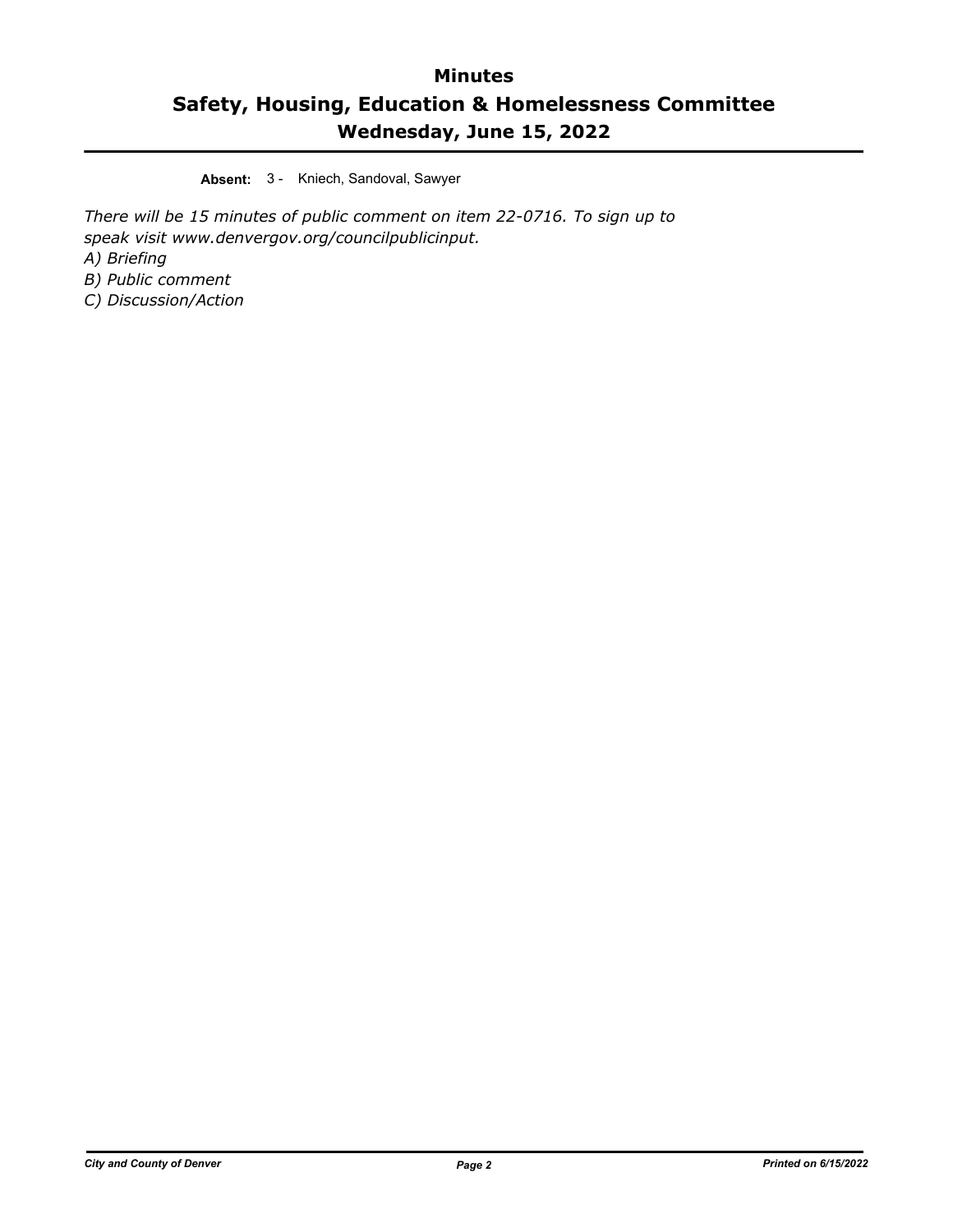**Absent:** 3 - Kniech, Sandoval, Sawyer

*There will be 15 minutes of public comment on item 22-0716. To sign up to speak visit www.denvergov.org/councilpublicinput.*
*A) Briefing*
*B) Public comment*
*C) Discussion/Action*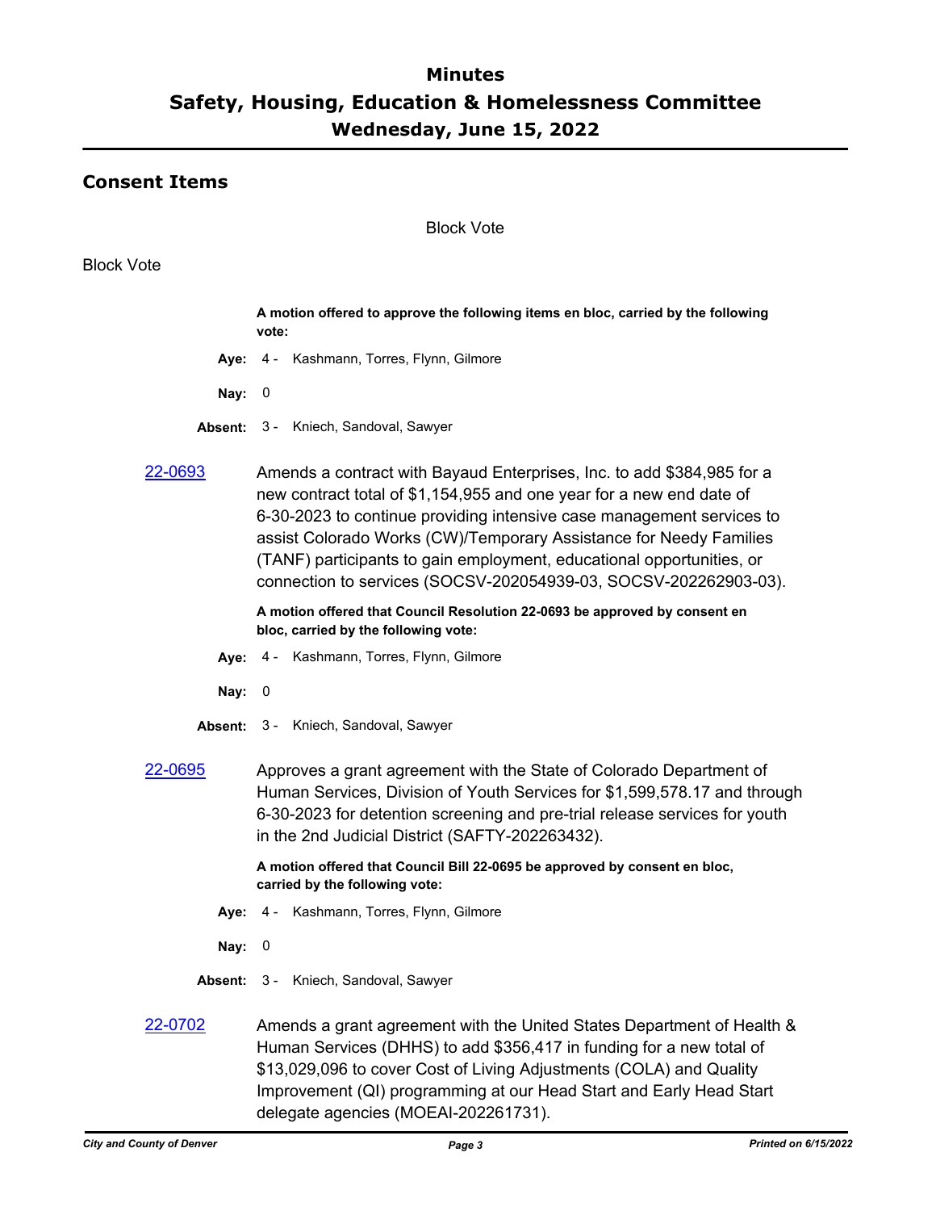# Minutes
# Safety, Housing, Education & Homelessness Committee
# Wednesday, June 15, 2022

## Consent Items

Block Vote

Block Vote

**A motion offered to approve the following items en bloc, carried by the following vote:**

**Aye:** 4 - Kashmann, Torres, Flynn, Gilmore

**Nay:** 0

**Absent:** 3 - Kniech, Sandoval, Sawyer

22-0693 Amends a contract with Bayaud Enterprises, Inc. to add $384,985 for a new contract total of $1,154,955 and one year for a new end date of 6-30-2023 to continue providing intensive case management services to assist Colorado Works (CW)/Temporary Assistance for Needy Families (TANF) participants to gain employment, educational opportunities, or connection to services (SOCSV-202054939-03, SOCSV-202262903-03).

**A motion offered that Council Resolution 22-0693 be approved by consent en bloc, carried by the following vote:**

**Aye:** 4 - Kashmann, Torres, Flynn, Gilmore

**Nay:** 0

**Absent:** 3 - Kniech, Sandoval, Sawyer

22-0695 Approves a grant agreement with the State of Colorado Department of Human Services, Division of Youth Services for $1,599,578.17 and through 6-30-2023 for detention screening and pre-trial release services for youth in the 2nd Judicial District (SAFTY-202263432).

**A motion offered that Council Bill 22-0695 be approved by consent en bloc, carried by the following vote:**

**Aye:** 4 - Kashmann, Torres, Flynn, Gilmore

**Nay:** 0

**Absent:** 3 - Kniech, Sandoval, Sawyer

22-0702 Amends a grant agreement with the United States Department of Health & Human Services (DHHS) to add $356,417 in funding for a new total of $13,029,096 to cover Cost of Living Adjustments (COLA) and Quality Improvement (QI) programming at our Head Start and Early Head Start delegate agencies (MOEAI-202261731).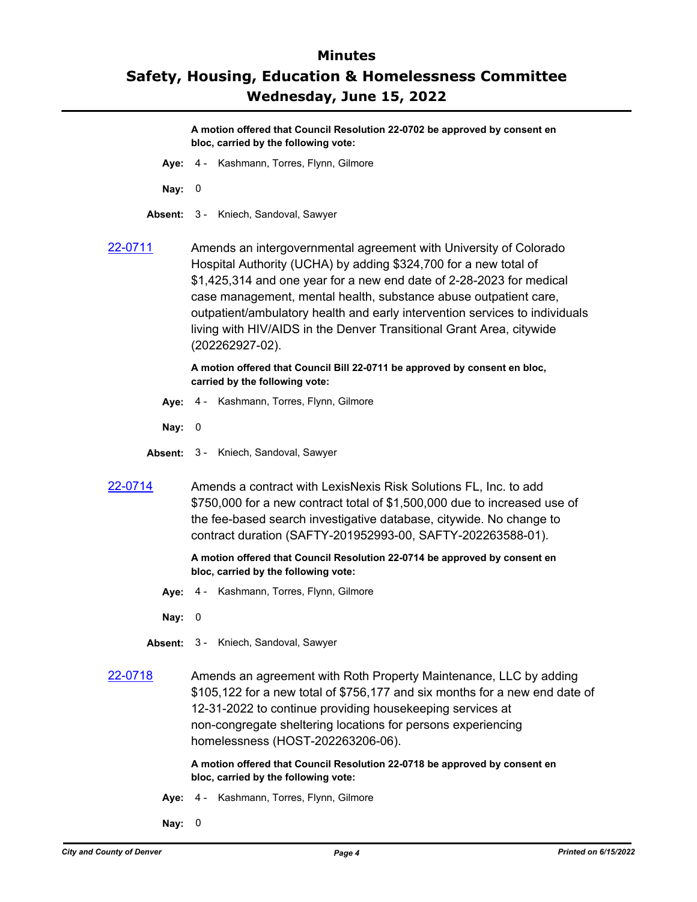**A motion offered that Council Resolution 22-0702 be approved by consent en bloc, carried by the following vote:**

**Aye:** 4 - Kashmann, Torres, Flynn, Gilmore

**Nay:** 0

**Absent:** 3 - Kniech, Sandoval, Sawyer

[22-0711](22-0711) Amends an intergovernmental agreement with University of Colorado Hospital Authority (UCHA) by adding $324,700 for a new total of $1,425,314 and one year for a new end date of 2-28-2023 for medical case management, mental health, substance abuse outpatient care, outpatient/ambulatory health and early intervention services to individuals living with HIV/AIDS in the Denver Transitional Grant Area, citywide (202262927-02).

**A motion offered that Council Bill 22-0711 be approved by consent en bloc, carried by the following vote:**

**Aye:** 4 - Kashmann, Torres, Flynn, Gilmore

**Nay:** 0

**Absent:** 3 - Kniech, Sandoval, Sawyer

[22-0714](22-0714) Amends a contract with LexisNexis Risk Solutions FL, Inc. to add $750,000 for a new contract total of $1,500,000 due to increased use of the fee-based search investigative database, citywide. No change to contract duration (SAFTY-201952993-00, SAFTY-202263588-01).

**A motion offered that Council Resolution 22-0714 be approved by consent en bloc, carried by the following vote:**

**Aye:** 4 - Kashmann, Torres, Flynn, Gilmore

**Nay:** 0

**Absent:** 3 - Kniech, Sandoval, Sawyer

[22-0718](22-0718) Amends an agreement with Roth Property Maintenance, LLC by adding $105,122 for a new total of $756,177 and six months for a new end date of 12-31-2022 to continue providing housekeeping services at non-congregate sheltering locations for persons experiencing homelessness (HOST-202263206-06).

**A motion offered that Council Resolution 22-0718 be approved by consent en bloc, carried by the following vote:**

**Aye:** 4 - Kashmann, Torres, Flynn, Gilmore

**Nay:** 0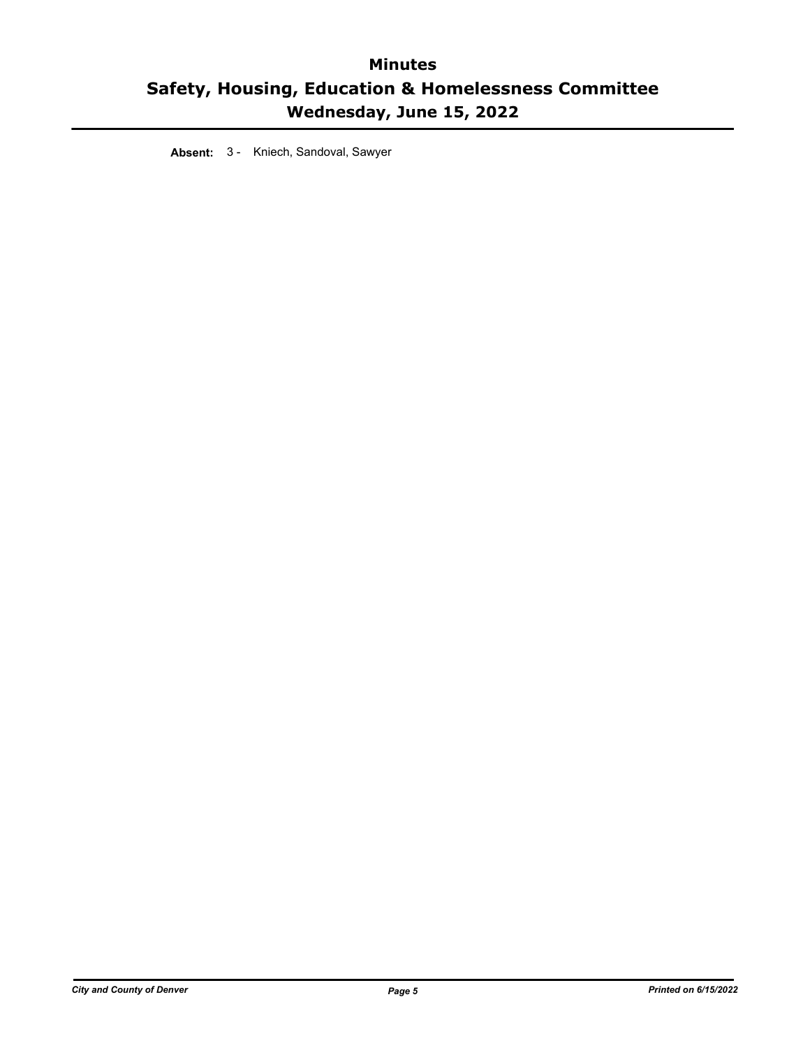**Absent:** 3 - Kniech, Sandoval, Sawyer